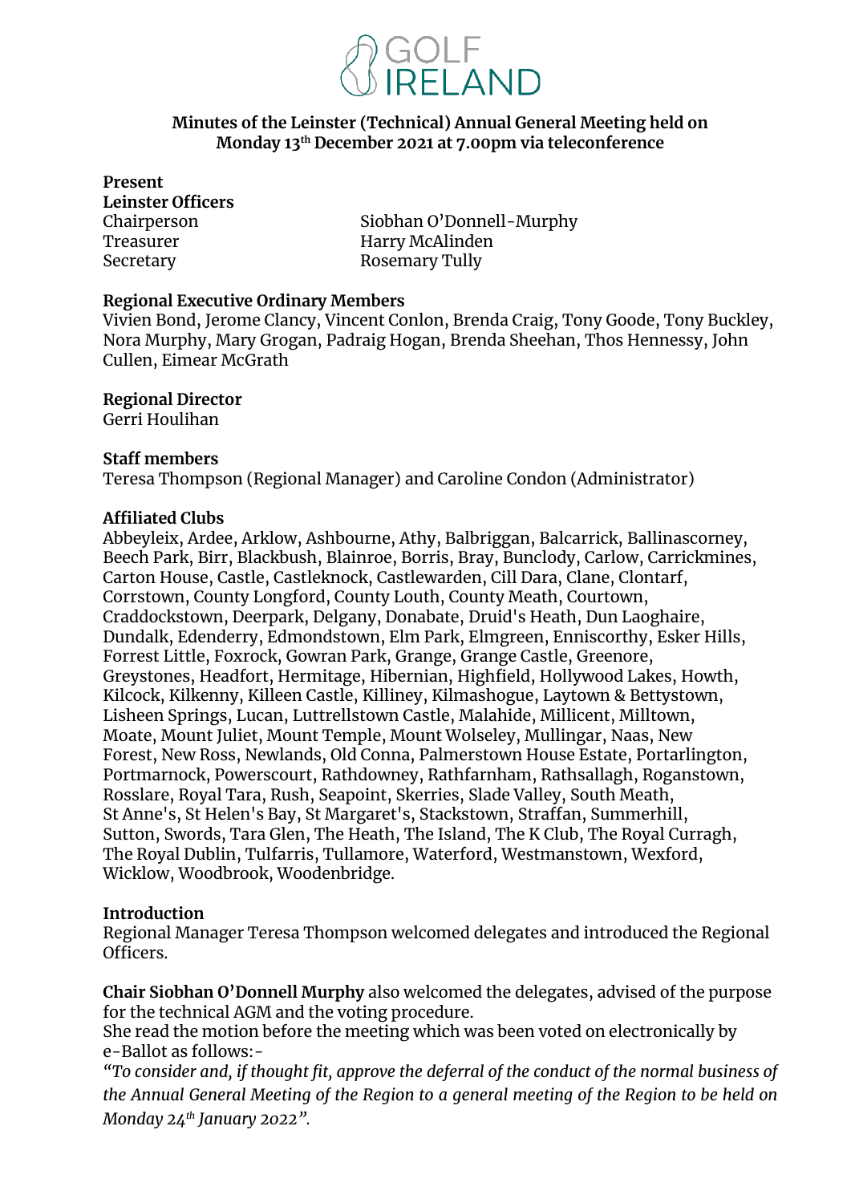GOLF IRELAND

**Minutes of the Leinster (Technical) Annual General Meeting held on Monday 13th December 2021 at 7.00pm via teleconference**

**Present**
**Leinster Officers**

| | |
|---|---|
| Chairperson | Siobhan O'Donnell-Murphy |
| Treasurer | Harry McAlinden |
| Secretary | Rosemary Tully |

**Regional Executive Ordinary Members**
Vivien Bond, Jerome Clancy, Vincent Conlon, Brenda Craig, Tony Goode, Tony Buckley, Nora Murphy, Mary Grogan, Padraig Hogan, Brenda Sheehan, Thos Hennessy, John Cullen, Eimear McGrath

**Regional Director**
Gerri Houlihan

**Staff members**
Teresa Thompson (Regional Manager) and Caroline Condon (Administrator)

**Affiliated Clubs**
Abbeyleix, Ardee, Arklow, Ashbourne, Athy, Balbriggan, Balcarrick, Ballinascorney, Beech Park, Birr, Blackbush, Blainroe, Borris, Bray, Bunclody, Carlow, Carrickmines, Carton House, Castle, Castleknock, Castlewarden, Cill Dara, Clane, Clontarf, Corrstown, County Longford, County Louth, County Meath, Courtown, Craddockstown, Deerpark, Delgany, Donabate, Druid's Heath, Dun Laoghaire, Dundalk, Edenderry, Edmondstown, Elm Park, Elmgreen, Enniscorthy, Esker Hills, Forrest Little, Foxrock, Gowran Park, Grange, Grange Castle, Greenore, Greystones, Headfort, Hermitage, Hibernian, Highfield, Hollywood Lakes, Howth, Kilcock, Kilkenny, Killeen Castle, Killiney, Kilmashogue, Laytown & Bettystown, Lisheen Springs, Lucan, Luttrellstown Castle, Malahide, Millicent, Milltown, Moate, Mount Juliet, Mount Temple, Mount Wolseley, Mullingar, Naas, New Forest, New Ross, Newlands, Old Conna, Palmerstown House Estate, Portarlington, Portmarnock, Powerscourt, Rathdowney, Rathfarnham, Rathsallagh, Roganstown, Rosslare, Royal Tara, Rush, Seapoint, Skerries, Slade Valley, South Meath, St Anne's, St Helen's Bay, St Margaret's, Stackstown, Straffan, Summerhill, Sutton, Swords, Tara Glen, The Heath, The Island, The K Club, The Royal Curragh, The Royal Dublin, Tulfarris, Tullamore, Waterford, Westmanstown, Wexford, Wicklow, Woodbrook, Woodenbridge.

**Introduction**
Regional Manager Teresa Thompson welcomed delegates and introduced the Regional Officers.

**Chair Siobhan O'Donnell Murphy** also welcomed the delegates, advised of the purpose for the technical AGM and the voting procedure.
She read the motion before the meeting which was been voted on electronically by e-Ballot as follows:-
*"To consider and, if thought fit, approve the deferral of the conduct of the normal business of the Annual General Meeting of the Region to a general meeting of the Region to be held on Monday 24th January 2022".*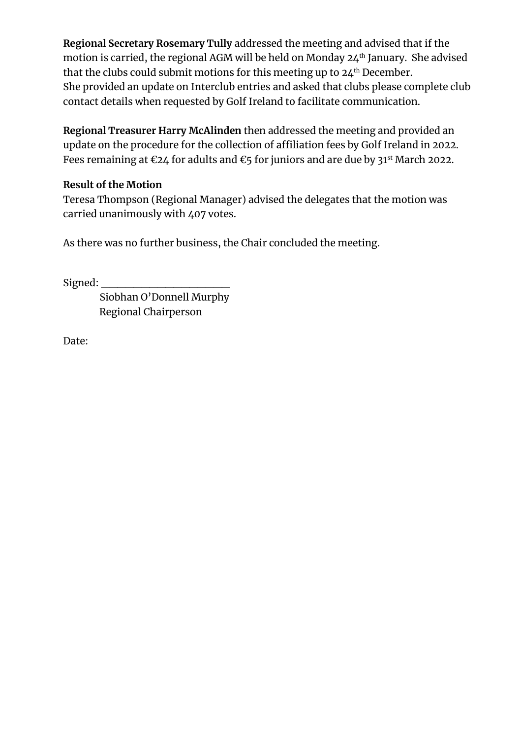**Regional Secretary Rosemary Tully** addressed the meeting and advised that if the motion is carried, the regional AGM will be held on Monday 24th January. She advised that the clubs could submit motions for this meeting up to 24th December.
She provided an update on Interclub entries and asked that clubs please complete club contact details when requested by Golf Ireland to facilitate communication.

**Regional Treasurer Harry McAlinden** then addressed the meeting and provided an update on the procedure for the collection of affiliation fees by Golf Ireland in 2022. Fees remaining at €24 for adults and €5 for juniors and are due by 31st March 2022.

**Result of the Motion**
Teresa Thompson (Regional Manager) advised the delegates that the motion was carried unanimously with 407 votes.

As there was no further business, the Chair concluded the meeting.

Signed: ________________________
Siobhan O'Donnell Murphy
Regional Chairperson

Date: